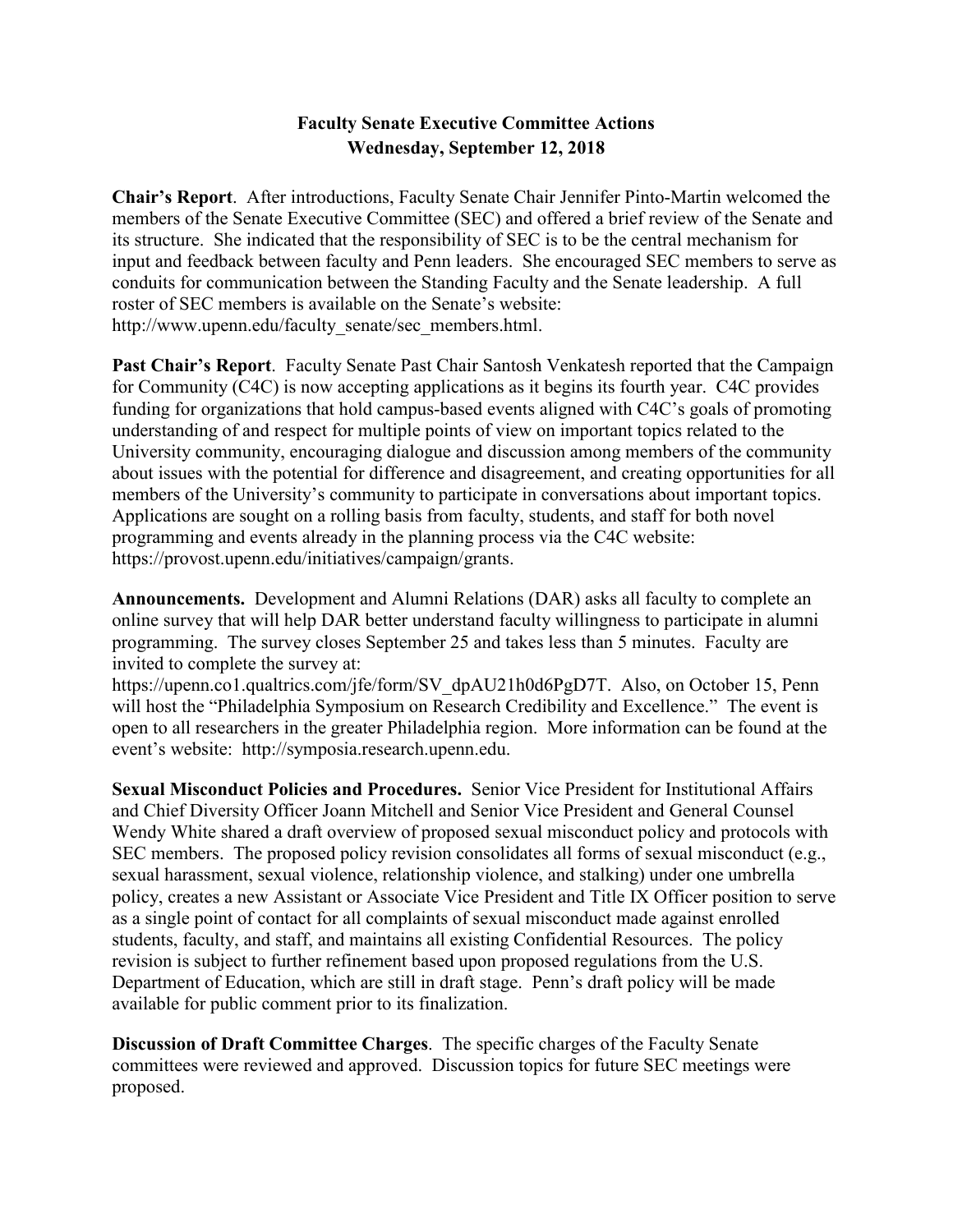# Faculty Senate Executive Committee Actions
## Wednesday, September 12, 2018

**Chair's Report**. After introductions, Faculty Senate Chair Jennifer Pinto-Martin welcomed the members of the Senate Executive Committee (SEC) and offered a brief review of the Senate and its structure. She indicated that the responsibility of SEC is to be the central mechanism for input and feedback between faculty and Penn leaders. She encouraged SEC members to serve as conduits for communication between the Standing Faculty and the Senate leadership. A full roster of SEC members is available on the Senate's website: http://www.upenn.edu/faculty_senate/sec_members.html.

**Past Chair's Report**. Faculty Senate Past Chair Santosh Venkatesh reported that the Campaign for Community (C4C) is now accepting applications as it begins its fourth year. C4C provides funding for organizations that hold campus-based events aligned with C4C's goals of promoting understanding of and respect for multiple points of view on important topics related to the University community, encouraging dialogue and discussion among members of the community about issues with the potential for difference and disagreement, and creating opportunities for all members of the University's community to participate in conversations about important topics. Applications are sought on a rolling basis from faculty, students, and staff for both novel programming and events already in the planning process via the C4C website: https://provost.upenn.edu/initiatives/campaign/grants.

**Announcements.** Development and Alumni Relations (DAR) asks all faculty to complete an online survey that will help DAR better understand faculty willingness to participate in alumni programming. The survey closes September 25 and takes less than 5 minutes. Faculty are invited to complete the survey at: https://upenn.co1.qualtrics.com/jfe/form/SV_dpAU21h0d6PgD7T. Also, on October 15, Penn will host the "Philadelphia Symposium on Research Credibility and Excellence." The event is open to all researchers in the greater Philadelphia region. More information can be found at the event's website: http://symposia.research.upenn.edu.

**Sexual Misconduct Policies and Procedures.** Senior Vice President for Institutional Affairs and Chief Diversity Officer Joann Mitchell and Senior Vice President and General Counsel Wendy White shared a draft overview of proposed sexual misconduct policy and protocols with SEC members. The proposed policy revision consolidates all forms of sexual misconduct (e.g., sexual harassment, sexual violence, relationship violence, and stalking) under one umbrella policy, creates a new Assistant or Associate Vice President and Title IX Officer position to serve as a single point of contact for all complaints of sexual misconduct made against enrolled students, faculty, and staff, and maintains all existing Confidential Resources. The policy revision is subject to further refinement based upon proposed regulations from the U.S. Department of Education, which are still in draft stage. Penn's draft policy will be made available for public comment prior to its finalization.

**Discussion of Draft Committee Charges**. The specific charges of the Faculty Senate committees were reviewed and approved. Discussion topics for future SEC meetings were proposed.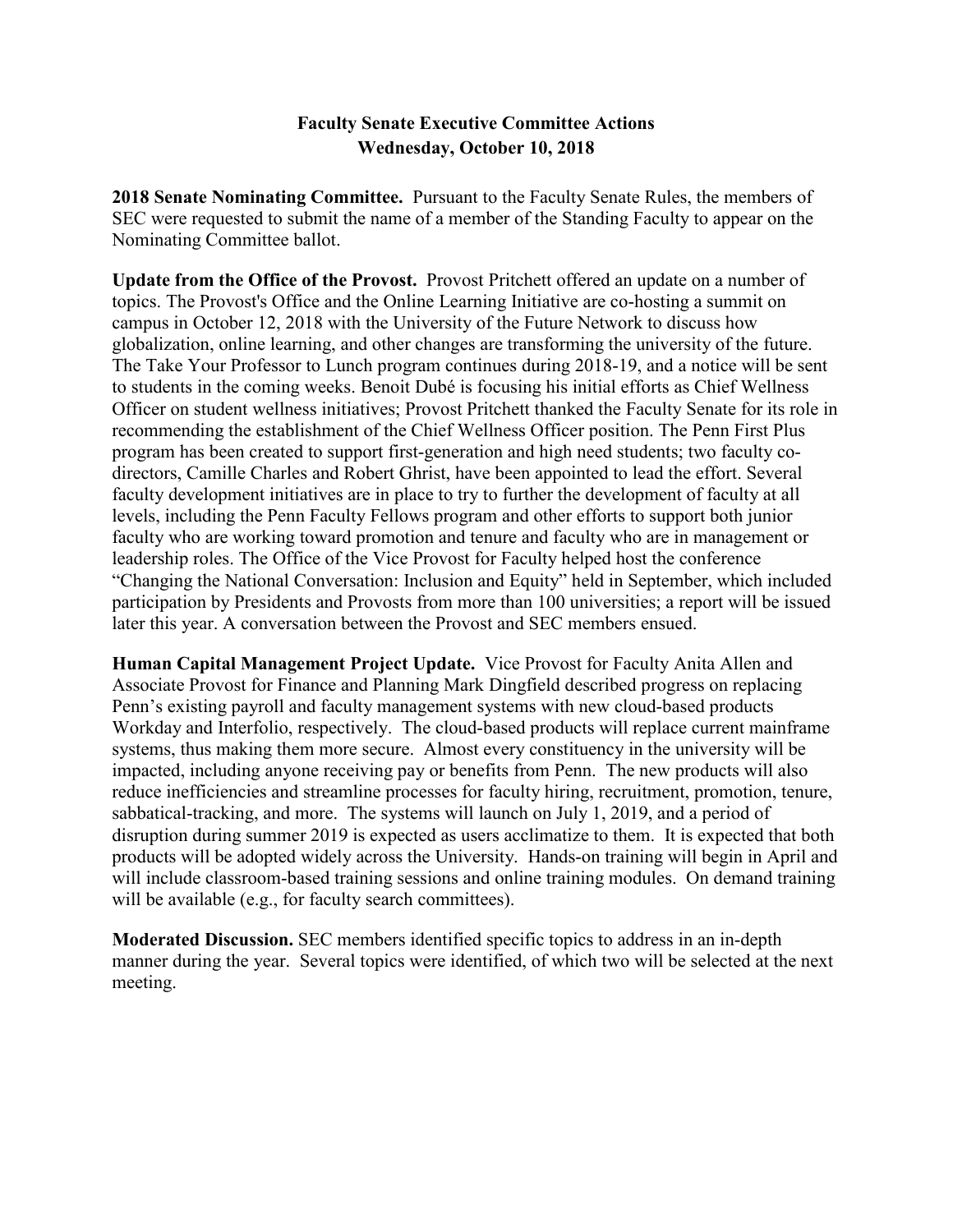# Faculty Senate Executive Committee Actions
## Wednesday, October 10, 2018

**2018 Senate Nominating Committee.** Pursuant to the Faculty Senate Rules, the members of SEC were requested to submit the name of a member of the Standing Faculty to appear on the Nominating Committee ballot.

**Update from the Office of the Provost.** Provost Pritchett offered an update on a number of topics. The Provost's Office and the Online Learning Initiative are co-hosting a summit on campus in October 12, 2018 with the University of the Future Network to discuss how globalization, online learning, and other changes are transforming the university of the future. The Take Your Professor to Lunch program continues during 2018-19, and a notice will be sent to students in the coming weeks. Benoit Dubé is focusing his initial efforts as Chief Wellness Officer on student wellness initiatives; Provost Pritchett thanked the Faculty Senate for its role in recommending the establishment of the Chief Wellness Officer position. The Penn First Plus program has been created to support first-generation and high need students; two faculty co-directors, Camille Charles and Robert Ghrist, have been appointed to lead the effort. Several faculty development initiatives are in place to try to further the development of faculty at all levels, including the Penn Faculty Fellows program and other efforts to support both junior faculty who are working toward promotion and tenure and faculty who are in management or leadership roles. The Office of the Vice Provost for Faculty helped host the conference "Changing the National Conversation: Inclusion and Equity" held in September, which included participation by Presidents and Provosts from more than 100 universities; a report will be issued later this year. A conversation between the Provost and SEC members ensued.

**Human Capital Management Project Update.** Vice Provost for Faculty Anita Allen and Associate Provost for Finance and Planning Mark Dingfield described progress on replacing Penn's existing payroll and faculty management systems with new cloud-based products Workday and Interfolio, respectively. The cloud-based products will replace current mainframe systems, thus making them more secure. Almost every constituency in the university will be impacted, including anyone receiving pay or benefits from Penn. The new products will also reduce inefficiencies and streamline processes for faculty hiring, recruitment, promotion, tenure, sabbatical-tracking, and more. The systems will launch on July 1, 2019, and a period of disruption during summer 2019 is expected as users acclimatize to them. It is expected that both products will be adopted widely across the University. Hands-on training will begin in April and will include classroom-based training sessions and online training modules. On demand training will be available (e.g., for faculty search committees).

**Moderated Discussion.** SEC members identified specific topics to address in an in-depth manner during the year. Several topics were identified, of which two will be selected at the next meeting.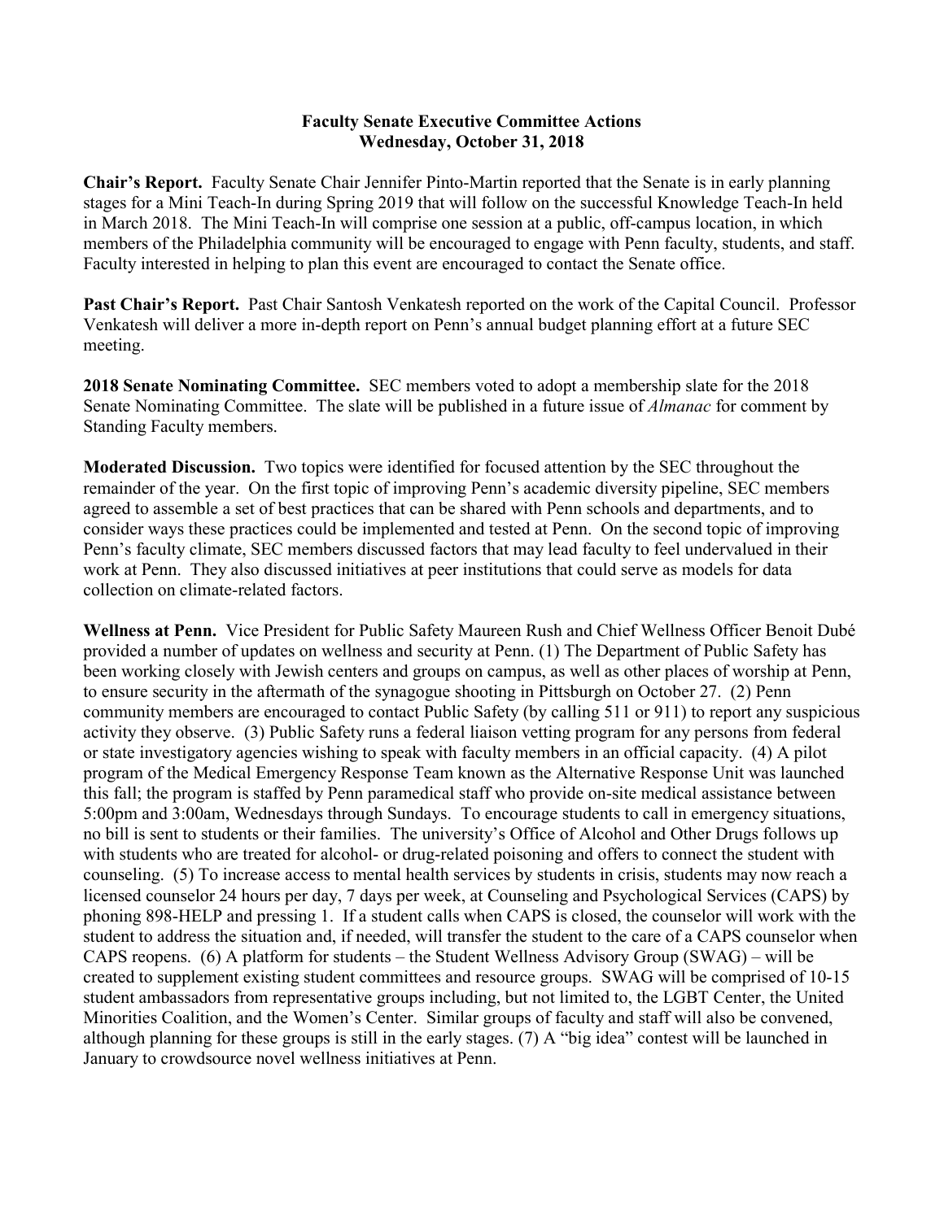**Faculty Senate Executive Committee Actions**
**Wednesday, October 31, 2018**

**Chair's Report.** Faculty Senate Chair Jennifer Pinto-Martin reported that the Senate is in early planning stages for a Mini Teach-In during Spring 2019 that will follow on the successful Knowledge Teach-In held in March 2018. The Mini Teach-In will comprise one session at a public, off-campus location, in which members of the Philadelphia community will be encouraged to engage with Penn faculty, students, and staff. Faculty interested in helping to plan this event are encouraged to contact the Senate office.

**Past Chair's Report.** Past Chair Santosh Venkatesh reported on the work of the Capital Council. Professor Venkatesh will deliver a more in-depth report on Penn's annual budget planning effort at a future SEC meeting.

**2018 Senate Nominating Committee.** SEC members voted to adopt a membership slate for the 2018 Senate Nominating Committee. The slate will be published in a future issue of *Almanac* for comment by Standing Faculty members.

**Moderated Discussion.** Two topics were identified for focused attention by the SEC throughout the remainder of the year. On the first topic of improving Penn's academic diversity pipeline, SEC members agreed to assemble a set of best practices that can be shared with Penn schools and departments, and to consider ways these practices could be implemented and tested at Penn. On the second topic of improving Penn's faculty climate, SEC members discussed factors that may lead faculty to feel undervalued in their work at Penn. They also discussed initiatives at peer institutions that could serve as models for data collection on climate-related factors.

**Wellness at Penn.** Vice President for Public Safety Maureen Rush and Chief Wellness Officer Benoit Dubé provided a number of updates on wellness and security at Penn. (1) The Department of Public Safety has been working closely with Jewish centers and groups on campus, as well as other places of worship at Penn, to ensure security in the aftermath of the synagogue shooting in Pittsburgh on October 27. (2) Penn community members are encouraged to contact Public Safety (by calling 511 or 911) to report any suspicious activity they observe. (3) Public Safety runs a federal liaison vetting program for any persons from federal or state investigatory agencies wishing to speak with faculty members in an official capacity. (4) A pilot program of the Medical Emergency Response Team known as the Alternative Response Unit was launched this fall; the program is staffed by Penn paramedical staff who provide on-site medical assistance between 5:00pm and 3:00am, Wednesdays through Sundays. To encourage students to call in emergency situations, no bill is sent to students or their families. The university's Office of Alcohol and Other Drugs follows up with students who are treated for alcohol- or drug-related poisoning and offers to connect the student with counseling. (5) To increase access to mental health services by students in crisis, students may now reach a licensed counselor 24 hours per day, 7 days per week, at Counseling and Psychological Services (CAPS) by phoning 898-HELP and pressing 1. If a student calls when CAPS is closed, the counselor will work with the student to address the situation and, if needed, will transfer the student to the care of a CAPS counselor when CAPS reopens. (6) A platform for students – the Student Wellness Advisory Group (SWAG) – will be created to supplement existing student committees and resource groups. SWAG will be comprised of 10-15 student ambassadors from representative groups including, but not limited to, the LGBT Center, the United Minorities Coalition, and the Women's Center. Similar groups of faculty and staff will also be convened, although planning for these groups is still in the early stages. (7) A "big idea" contest will be launched in January to crowdsource novel wellness initiatives at Penn.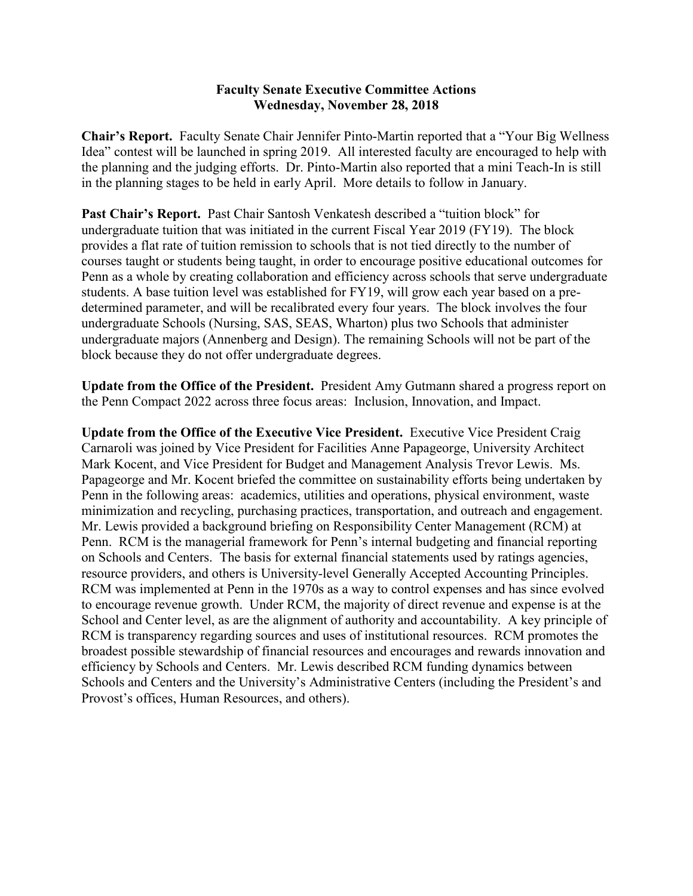**Faculty Senate Executive Committee Actions**
**Wednesday, November 28, 2018**

**Chair's Report.** Faculty Senate Chair Jennifer Pinto-Martin reported that a "Your Big Wellness Idea" contest will be launched in spring 2019. All interested faculty are encouraged to help with the planning and the judging efforts. Dr. Pinto-Martin also reported that a mini Teach-In is still in the planning stages to be held in early April. More details to follow in January.

**Past Chair's Report.** Past Chair Santosh Venkatesh described a "tuition block" for undergraduate tuition that was initiated in the current Fiscal Year 2019 (FY19). The block provides a flat rate of tuition remission to schools that is not tied directly to the number of courses taught or students being taught, in order to encourage positive educational outcomes for Penn as a whole by creating collaboration and efficiency across schools that serve undergraduate students. A base tuition level was established for FY19, will grow each year based on a pre-determined parameter, and will be recalibrated every four years. The block involves the four undergraduate Schools (Nursing, SAS, SEAS, Wharton) plus two Schools that administer undergraduate majors (Annenberg and Design). The remaining Schools will not be part of the block because they do not offer undergraduate degrees.

**Update from the Office of the President.** President Amy Gutmann shared a progress report on the Penn Compact 2022 across three focus areas: Inclusion, Innovation, and Impact.

**Update from the Office of the Executive Vice President.** Executive Vice President Craig Carnaroli was joined by Vice President for Facilities Anne Papageorge, University Architect Mark Kocent, and Vice President for Budget and Management Analysis Trevor Lewis. Ms. Papageorge and Mr. Kocent briefed the committee on sustainability efforts being undertaken by Penn in the following areas: academics, utilities and operations, physical environment, waste minimization and recycling, purchasing practices, transportation, and outreach and engagement. Mr. Lewis provided a background briefing on Responsibility Center Management (RCM) at Penn. RCM is the managerial framework for Penn's internal budgeting and financial reporting on Schools and Centers. The basis for external financial statements used by ratings agencies, resource providers, and others is University-level Generally Accepted Accounting Principles. RCM was implemented at Penn in the 1970s as a way to control expenses and has since evolved to encourage revenue growth. Under RCM, the majority of direct revenue and expense is at the School and Center level, as are the alignment of authority and accountability. A key principle of RCM is transparency regarding sources and uses of institutional resources. RCM promotes the broadest possible stewardship of financial resources and encourages and rewards innovation and efficiency by Schools and Centers. Mr. Lewis described RCM funding dynamics between Schools and Centers and the University's Administrative Centers (including the President's and Provost's offices, Human Resources, and others).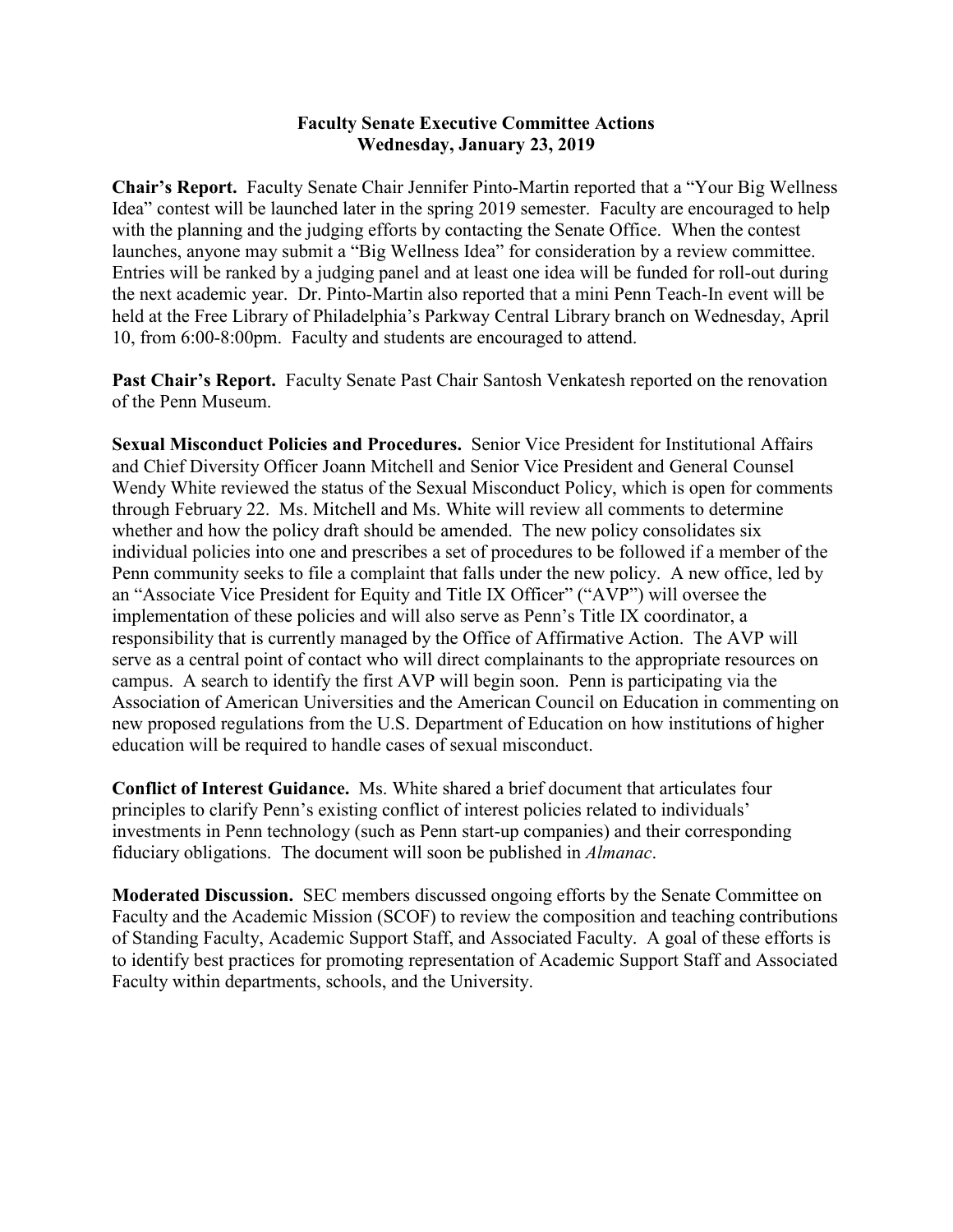**Faculty Senate Executive Committee Actions**
**Wednesday, January 23, 2019**

**Chair's Report.** Faculty Senate Chair Jennifer Pinto-Martin reported that a "Your Big Wellness Idea" contest will be launched later in the spring 2019 semester. Faculty are encouraged to help with the planning and the judging efforts by contacting the Senate Office. When the contest launches, anyone may submit a "Big Wellness Idea" for consideration by a review committee. Entries will be ranked by a judging panel and at least one idea will be funded for roll-out during the next academic year. Dr. Pinto-Martin also reported that a mini Penn Teach-In event will be held at the Free Library of Philadelphia's Parkway Central Library branch on Wednesday, April 10, from 6:00-8:00pm. Faculty and students are encouraged to attend.

**Past Chair's Report.** Faculty Senate Past Chair Santosh Venkatesh reported on the renovation of the Penn Museum.

**Sexual Misconduct Policies and Procedures.** Senior Vice President for Institutional Affairs and Chief Diversity Officer Joann Mitchell and Senior Vice President and General Counsel Wendy White reviewed the status of the Sexual Misconduct Policy, which is open for comments through February 22. Ms. Mitchell and Ms. White will review all comments to determine whether and how the policy draft should be amended. The new policy consolidates six individual policies into one and prescribes a set of procedures to be followed if a member of the Penn community seeks to file a complaint that falls under the new policy. A new office, led by an "Associate Vice President for Equity and Title IX Officer" ("AVP") will oversee the implementation of these policies and will also serve as Penn's Title IX coordinator, a responsibility that is currently managed by the Office of Affirmative Action. The AVP will serve as a central point of contact who will direct complainants to the appropriate resources on campus. A search to identify the first AVP will begin soon. Penn is participating via the Association of American Universities and the American Council on Education in commenting on new proposed regulations from the U.S. Department of Education on how institutions of higher education will be required to handle cases of sexual misconduct.

**Conflict of Interest Guidance.** Ms. White shared a brief document that articulates four principles to clarify Penn's existing conflict of interest policies related to individuals' investments in Penn technology (such as Penn start-up companies) and their corresponding fiduciary obligations. The document will soon be published in *Almanac*.

**Moderated Discussion.** SEC members discussed ongoing efforts by the Senate Committee on Faculty and the Academic Mission (SCOF) to review the composition and teaching contributions of Standing Faculty, Academic Support Staff, and Associated Faculty. A goal of these efforts is to identify best practices for promoting representation of Academic Support Staff and Associated Faculty within departments, schools, and the University.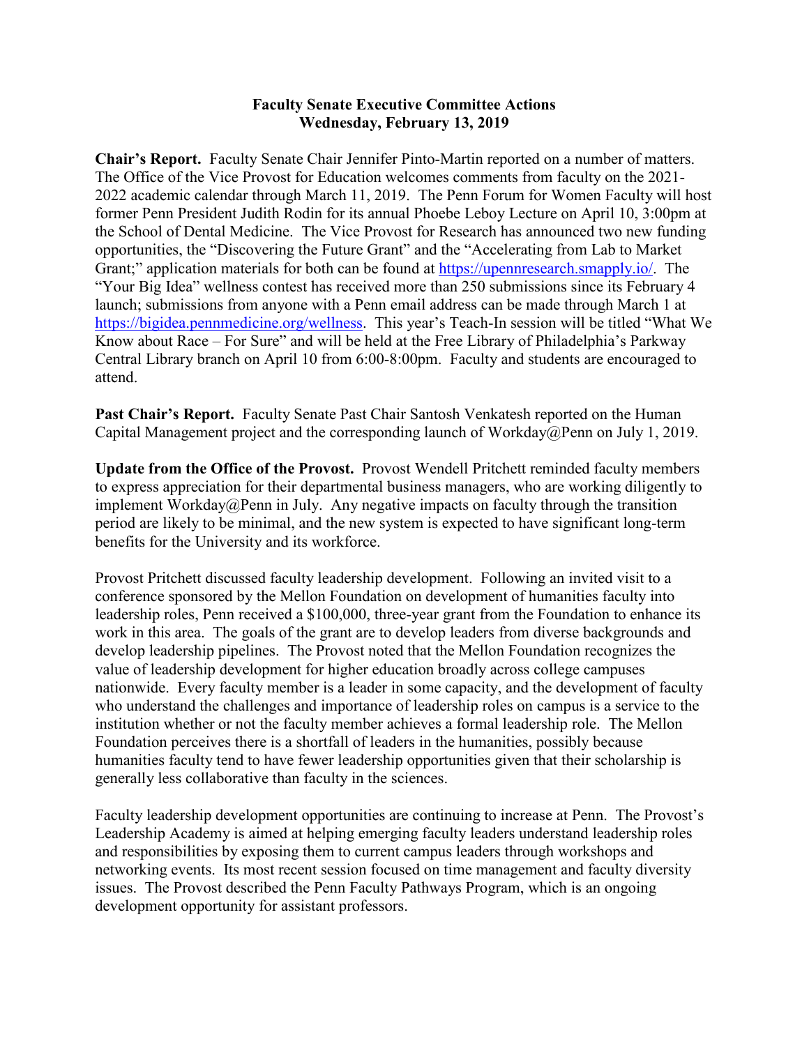# Faculty Senate Executive Committee Actions
## Wednesday, February 13, 2019

**Chair's Report.** Faculty Senate Chair Jennifer Pinto-Martin reported on a number of matters. The Office of the Vice Provost for Education welcomes comments from faculty on the 2021-2022 academic calendar through March 11, 2019. The Penn Forum for Women Faculty will host former Penn President Judith Rodin for its annual Phoebe Leboy Lecture on April 10, 3:00pm at the School of Dental Medicine. The Vice Provost for Research has announced two new funding opportunities, the "Discovering the Future Grant" and the "Accelerating from Lab to Market Grant;" application materials for both can be found at [https://upennresearch.smapply.io/](https://upennresearch.smapply.io/). The "Your Big Idea" wellness contest has received more than 250 submissions since its February 4 launch; submissions from anyone with a Penn email address can be made through March 1 at [https://bigidea.pennmedicine.org/wellness](https://bigidea.pennmedicine.org/wellness). This year's Teach-In session will be titled "What We Know about Race – For Sure" and will be held at the Free Library of Philadelphia's Parkway Central Library branch on April 10 from 6:00-8:00pm. Faculty and students are encouraged to attend.

**Past Chair's Report.** Faculty Senate Past Chair Santosh Venkatesh reported on the Human Capital Management project and the corresponding launch of Workday@Penn on July 1, 2019.

**Update from the Office of the Provost.** Provost Wendell Pritchett reminded faculty members to express appreciation for their departmental business managers, who are working diligently to implement Workday@Penn in July. Any negative impacts on faculty through the transition period are likely to be minimal, and the new system is expected to have significant long-term benefits for the University and its workforce.

Provost Pritchett discussed faculty leadership development. Following an invited visit to a conference sponsored by the Mellon Foundation on development of humanities faculty into leadership roles, Penn received a $100,000, three-year grant from the Foundation to enhance its work in this area. The goals of the grant are to develop leaders from diverse backgrounds and develop leadership pipelines. The Provost noted that the Mellon Foundation recognizes the value of leadership development for higher education broadly across college campuses nationwide. Every faculty member is a leader in some capacity, and the development of faculty who understand the challenges and importance of leadership roles on campus is a service to the institution whether or not the faculty member achieves a formal leadership role. The Mellon Foundation perceives there is a shortfall of leaders in the humanities, possibly because humanities faculty tend to have fewer leadership opportunities given that their scholarship is generally less collaborative than faculty in the sciences.

Faculty leadership development opportunities are continuing to increase at Penn. The Provost's Leadership Academy is aimed at helping emerging faculty leaders understand leadership roles and responsibilities by exposing them to current campus leaders through workshops and networking events. Its most recent session focused on time management and faculty diversity issues. The Provost described the Penn Faculty Pathways Program, which is an ongoing development opportunity for assistant professors.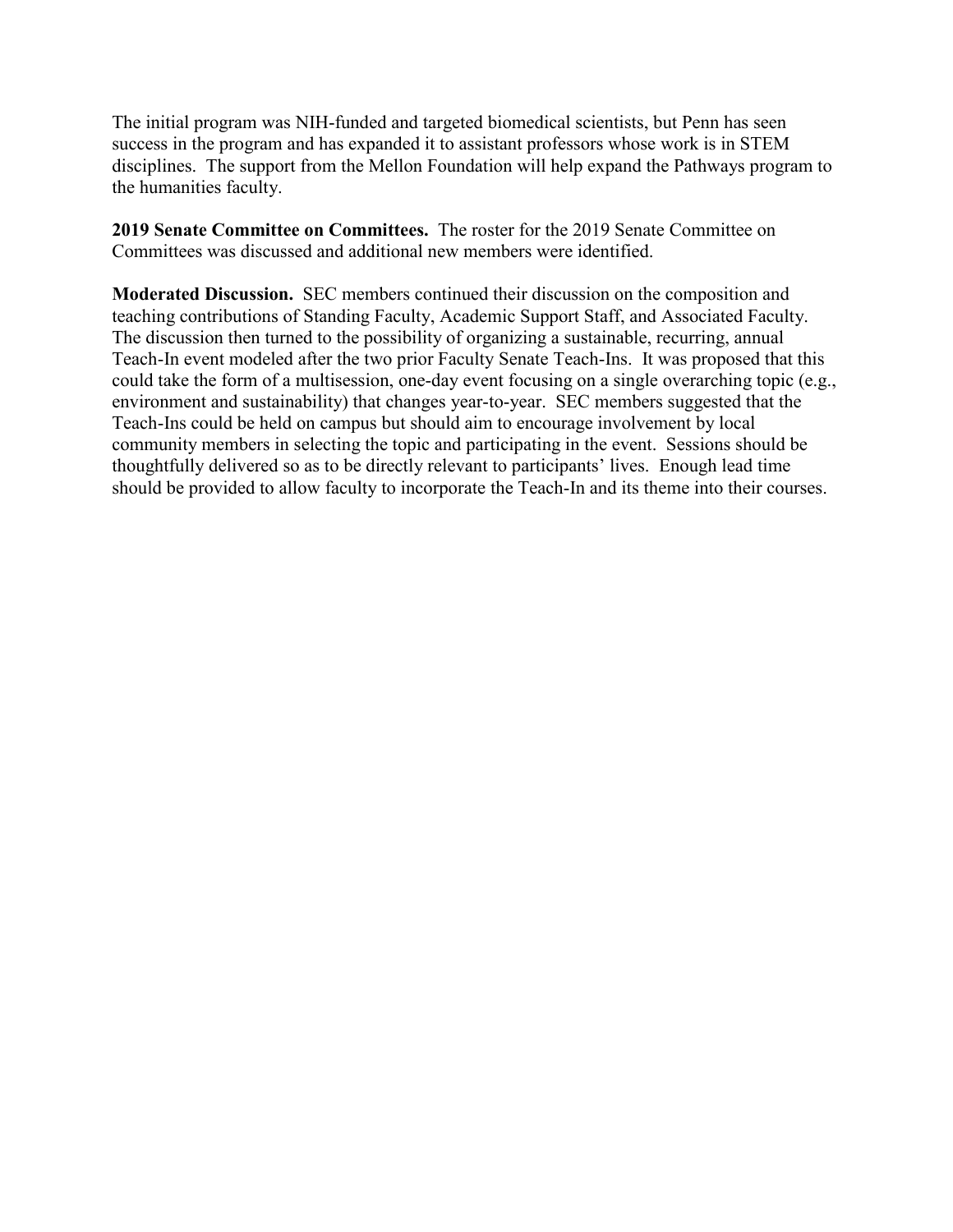The initial program was NIH-funded and targeted biomedical scientists, but Penn has seen success in the program and has expanded it to assistant professors whose work is in STEM disciplines. The support from the Mellon Foundation will help expand the Pathways program to the humanities faculty.

**2019 Senate Committee on Committees.** The roster for the 2019 Senate Committee on Committees was discussed and additional new members were identified.

**Moderated Discussion.** SEC members continued their discussion on the composition and teaching contributions of Standing Faculty, Academic Support Staff, and Associated Faculty. The discussion then turned to the possibility of organizing a sustainable, recurring, annual Teach-In event modeled after the two prior Faculty Senate Teach-Ins. It was proposed that this could take the form of a multisession, one-day event focusing on a single overarching topic (e.g., environment and sustainability) that changes year-to-year. SEC members suggested that the Teach-Ins could be held on campus but should aim to encourage involvement by local community members in selecting the topic and participating in the event. Sessions should be thoughtfully delivered so as to be directly relevant to participants' lives. Enough lead time should be provided to allow faculty to incorporate the Teach-In and its theme into their courses.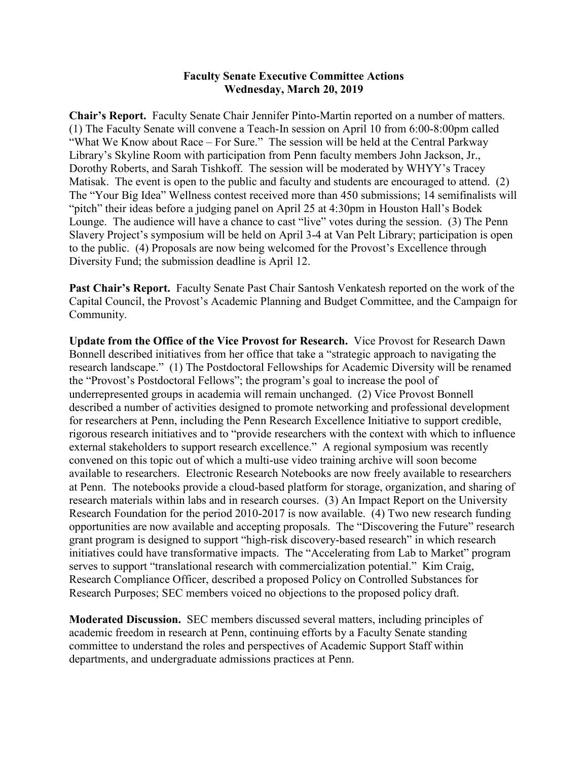**Faculty Senate Executive Committee Actions**
**Wednesday, March 20, 2019**

**Chair's Report.** Faculty Senate Chair Jennifer Pinto-Martin reported on a number of matters. (1) The Faculty Senate will convene a Teach-In session on April 10 from 6:00-8:00pm called "What We Know about Race – For Sure." The session will be held at the Central Parkway Library's Skyline Room with participation from Penn faculty members John Jackson, Jr., Dorothy Roberts, and Sarah Tishkoff. The session will be moderated by WHYY's Tracey Matisak. The event is open to the public and faculty and students are encouraged to attend. (2) The "Your Big Idea" Wellness contest received more than 450 submissions; 14 semifinalists will "pitch" their ideas before a judging panel on April 25 at 4:30pm in Houston Hall's Bodek Lounge. The audience will have a chance to cast "live" votes during the session. (3) The Penn Slavery Project's symposium will be held on April 3-4 at Van Pelt Library; participation is open to the public. (4) Proposals are now being welcomed for the Provost's Excellence through Diversity Fund; the submission deadline is April 12.

**Past Chair's Report.** Faculty Senate Past Chair Santosh Venkatesh reported on the work of the Capital Council, the Provost's Academic Planning and Budget Committee, and the Campaign for Community.

**Update from the Office of the Vice Provost for Research.** Vice Provost for Research Dawn Bonnell described initiatives from her office that take a "strategic approach to navigating the research landscape." (1) The Postdoctoral Fellowships for Academic Diversity will be renamed the "Provost's Postdoctoral Fellows"; the program's goal to increase the pool of underrepresented groups in academia will remain unchanged. (2) Vice Provost Bonnell described a number of activities designed to promote networking and professional development for researchers at Penn, including the Penn Research Excellence Initiative to support credible, rigorous research initiatives and to "provide researchers with the context with which to influence external stakeholders to support research excellence." A regional symposium was recently convened on this topic out of which a multi-use video training archive will soon become available to researchers. Electronic Research Notebooks are now freely available to researchers at Penn. The notebooks provide a cloud-based platform for storage, organization, and sharing of research materials within labs and in research courses. (3) An Impact Report on the University Research Foundation for the period 2010-2017 is now available. (4) Two new research funding opportunities are now available and accepting proposals. The "Discovering the Future" research grant program is designed to support "high-risk discovery-based research" in which research initiatives could have transformative impacts. The "Accelerating from Lab to Market" program serves to support "translational research with commercialization potential." Kim Craig, Research Compliance Officer, described a proposed Policy on Controlled Substances for Research Purposes; SEC members voiced no objections to the proposed policy draft.

**Moderated Discussion.** SEC members discussed several matters, including principles of academic freedom in research at Penn, continuing efforts by a Faculty Senate standing committee to understand the roles and perspectives of Academic Support Staff within departments, and undergraduate admissions practices at Penn.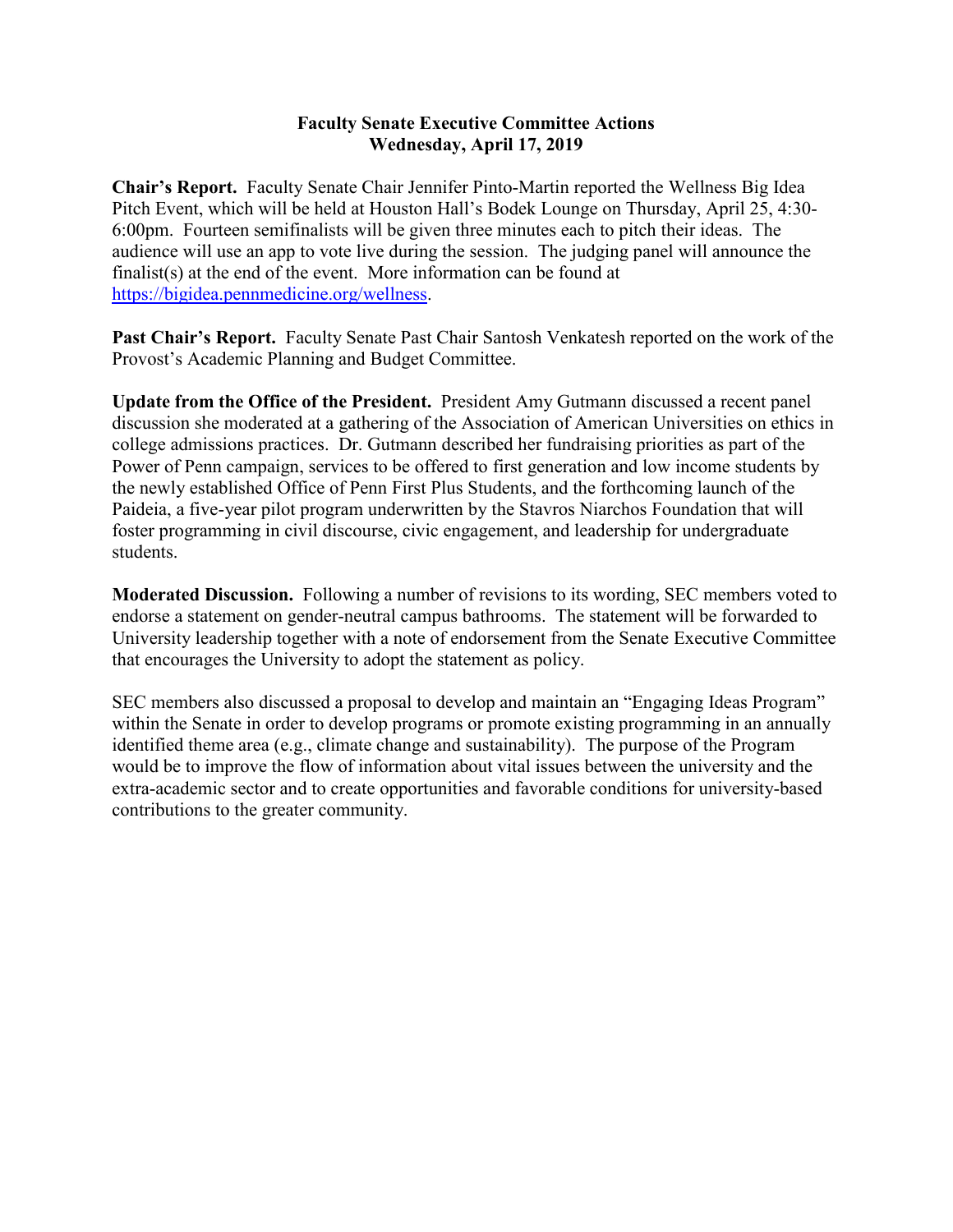# Faculty Senate Executive Committee Actions
## Wednesday, April 17, 2019

**Chair's Report.** Faculty Senate Chair Jennifer Pinto-Martin reported the Wellness Big Idea Pitch Event, which will be held at Houston Hall's Bodek Lounge on Thursday, April 25, 4:30-6:00pm. Fourteen semifinalists will be given three minutes each to pitch their ideas. The audience will use an app to vote live during the session. The judging panel will announce the finalist(s) at the end of the event. More information can be found at [https://bigidea.pennmedicine.org/wellness](https://bigidea.pennmedicine.org/wellness).

**Past Chair's Report.** Faculty Senate Past Chair Santosh Venkatesh reported on the work of the Provost's Academic Planning and Budget Committee.

**Update from the Office of the President.** President Amy Gutmann discussed a recent panel discussion she moderated at a gathering of the Association of American Universities on ethics in college admissions practices. Dr. Gutmann described her fundraising priorities as part of the Power of Penn campaign, services to be offered to first generation and low income students by the newly established Office of Penn First Plus Students, and the forthcoming launch of the Paideia, a five-year pilot program underwritten by the Stavros Niarchos Foundation that will foster programming in civil discourse, civic engagement, and leadership for undergraduate students.

**Moderated Discussion.** Following a number of revisions to its wording, SEC members voted to endorse a statement on gender-neutral campus bathrooms. The statement will be forwarded to University leadership together with a note of endorsement from the Senate Executive Committee that encourages the University to adopt the statement as policy.

SEC members also discussed a proposal to develop and maintain an "Engaging Ideas Program" within the Senate in order to develop programs or promote existing programming in an annually identified theme area (e.g., climate change and sustainability). The purpose of the Program would be to improve the flow of information about vital issues between the university and the extra-academic sector and to create opportunities and favorable conditions for university-based contributions to the greater community.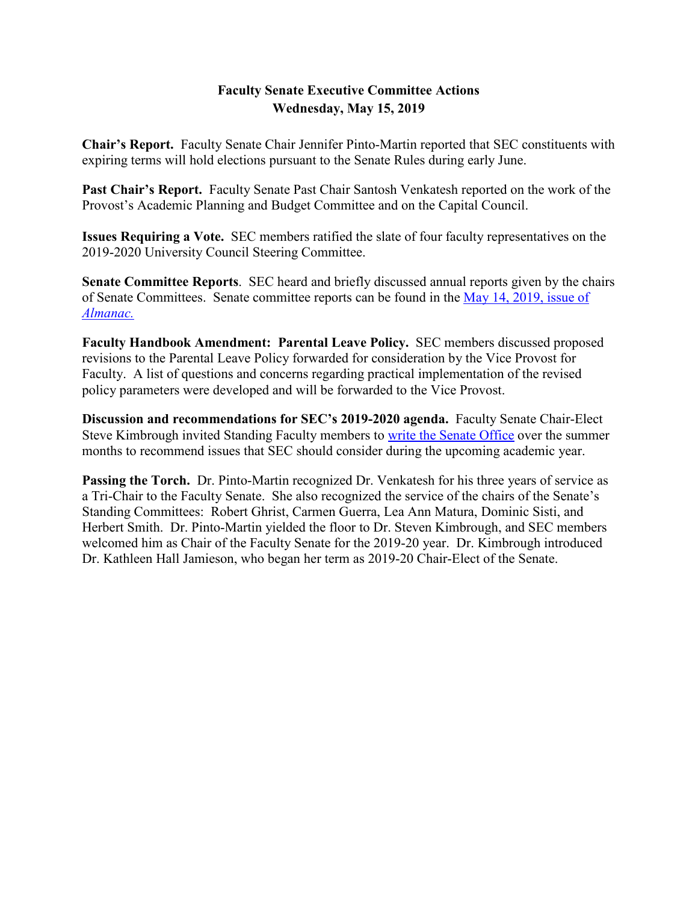# Faculty Senate Executive Committee Actions
## Wednesday, May 15, 2019

**Chair's Report.** Faculty Senate Chair Jennifer Pinto-Martin reported that SEC constituents with expiring terms will hold elections pursuant to the Senate Rules during early June.

**Past Chair's Report.** Faculty Senate Past Chair Santosh Venkatesh reported on the work of the Provost's Academic Planning and Budget Committee and on the Capital Council.

**Issues Requiring a Vote.** SEC members ratified the slate of four faculty representatives on the 2019-2020 University Council Steering Committee.

**Senate Committee Reports**. SEC heard and briefly discussed annual reports given by the chairs of Senate Committees. Senate committee reports can be found in the [May 14, 2019, issue of *Almanac.*]()

**Faculty Handbook Amendment: Parental Leave Policy.** SEC members discussed proposed revisions to the Parental Leave Policy forwarded for consideration by the Vice Provost for Faculty. A list of questions and concerns regarding practical implementation of the revised policy parameters were developed and will be forwarded to the Vice Provost.

**Discussion and recommendations for SEC's 2019-2020 agenda.** Faculty Senate Chair-Elect Steve Kimbrough invited Standing Faculty members to [write the Senate Office]() over the summer months to recommend issues that SEC should consider during the upcoming academic year.

**Passing the Torch.** Dr. Pinto-Martin recognized Dr. Venkatesh for his three years of service as a Tri-Chair to the Faculty Senate. She also recognized the service of the chairs of the Senate's Standing Committees: Robert Ghrist, Carmen Guerra, Lea Ann Matura, Dominic Sisti, and Herbert Smith. Dr. Pinto-Martin yielded the floor to Dr. Steven Kimbrough, and SEC members welcomed him as Chair of the Faculty Senate for the 2019-20 year. Dr. Kimbrough introduced Dr. Kathleen Hall Jamieson, who began her term as 2019-20 Chair-Elect of the Senate.